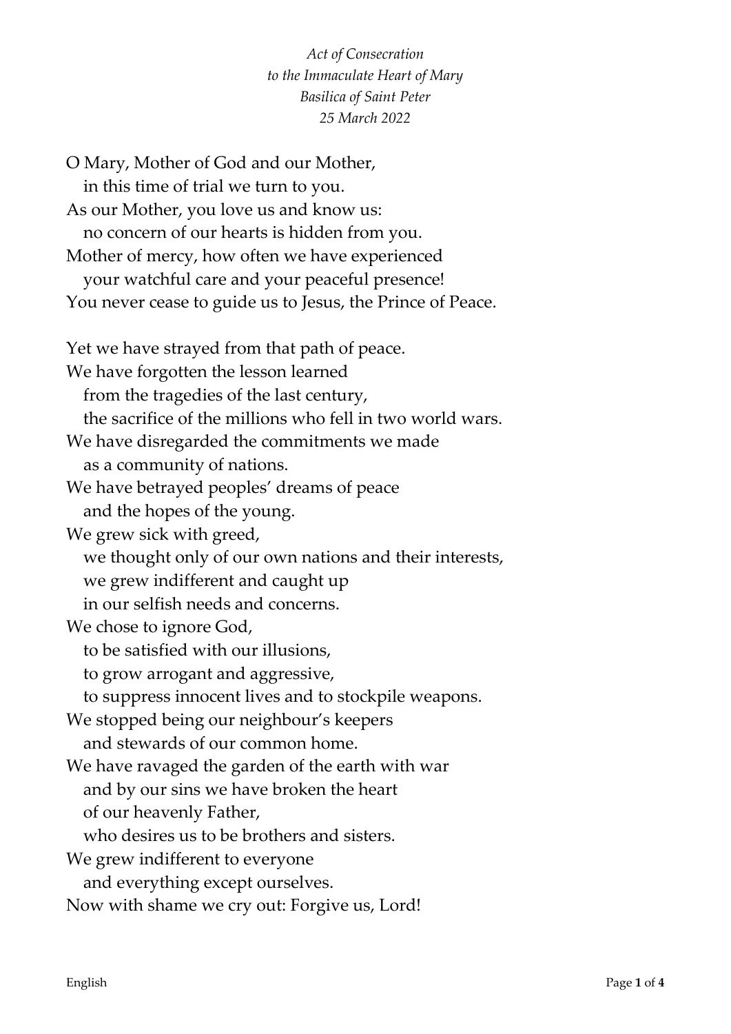*Act of Consecration*
*to the Immaculate Heart of Mary*
*Basilica of Saint Peter*
*25 March 2022*

O Mary, Mother of God and our Mother,
in this time of trial we turn to you.
As our Mother, you love us and know us:
no concern of our hearts is hidden from you.
Mother of mercy, how often we have experienced
your watchful care and your peaceful presence!
You never cease to guide us to Jesus, the Prince of Peace.

Yet we have strayed from that path of peace.
We have forgotten the lesson learned
from the tragedies of the last century,
the sacrifice of the millions who fell in two world wars.
We have disregarded the commitments we made
as a community of nations.
We have betrayed peoples' dreams of peace
and the hopes of the young.
We grew sick with greed,
we thought only of our own nations and their interests,
we grew indifferent and caught up
in our selfish needs and concerns.
We chose to ignore God,
to be satisfied with our illusions,
to grow arrogant and aggressive,
to suppress innocent lives and to stockpile weapons.
We stopped being our neighbour's keepers
and stewards of our common home.
We have ravaged the garden of the earth with war
and by our sins we have broken the heart
of our heavenly Father,
who desires us to be brothers and sisters.
We grew indifferent to everyone
and everything except ourselves.
Now with shame we cry out: Forgive us, Lord!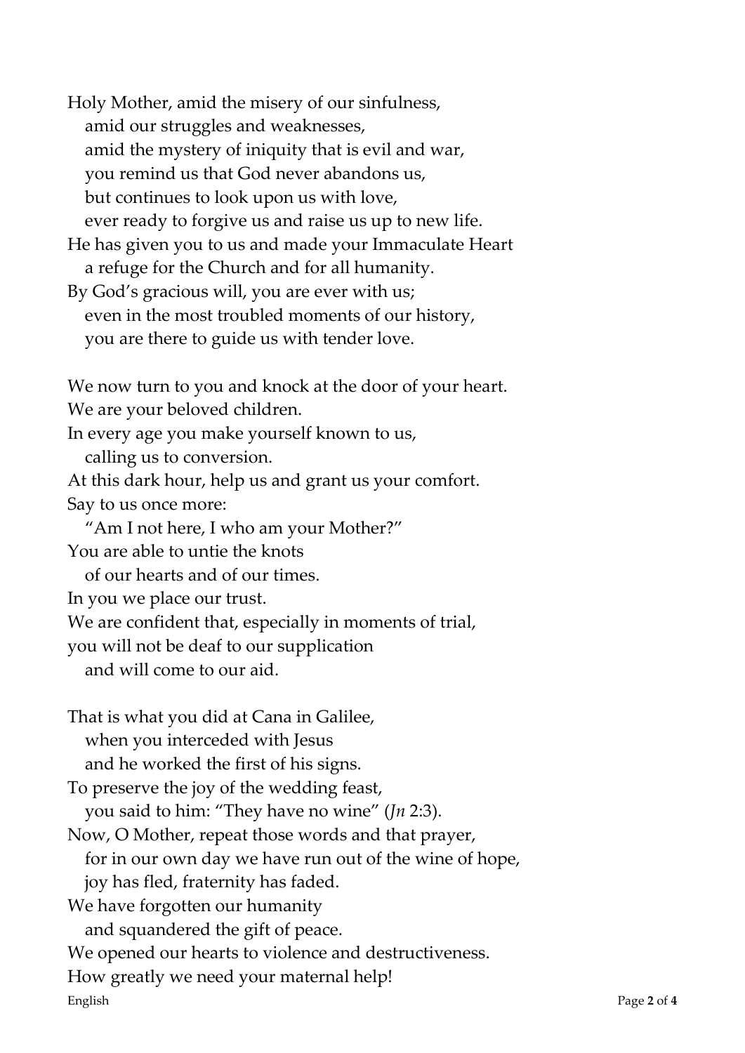Holy Mother, amid the misery of our sinfulness,
amid our struggles and weaknesses,
amid the mystery of iniquity that is evil and war,
you remind us that God never abandons us,
but continues to look upon us with love,
ever ready to forgive us and raise us up to new life.
He has given you to us and made your Immaculate Heart
a refuge for the Church and for all humanity.
By God's gracious will, you are ever with us;
even in the most troubled moments of our history,
you are there to guide us with tender love.

We now turn to you and knock at the door of your heart.
We are your beloved children.
In every age you make yourself known to us,
calling us to conversion.
At this dark hour, help us and grant us your comfort.
Say to us once more:
"Am I not here, I who am your Mother?"
You are able to untie the knots
of our hearts and of our times.
In you we place our trust.
We are confident that, especially in moments of trial,
you will not be deaf to our supplication
and will come to our aid.

That is what you did at Cana in Galilee,
when you interceded with Jesus
and he worked the first of his signs.
To preserve the joy of the wedding feast,
you said to him: "They have no wine" (*Jn* 2:3).
Now, O Mother, repeat those words and that prayer,
for in our own day we have run out of the wine of hope,
joy has fled, fraternity has faded.
We have forgotten our humanity
and squandered the gift of peace.
We opened our hearts to violence and destructiveness.
How greatly we need your maternal help!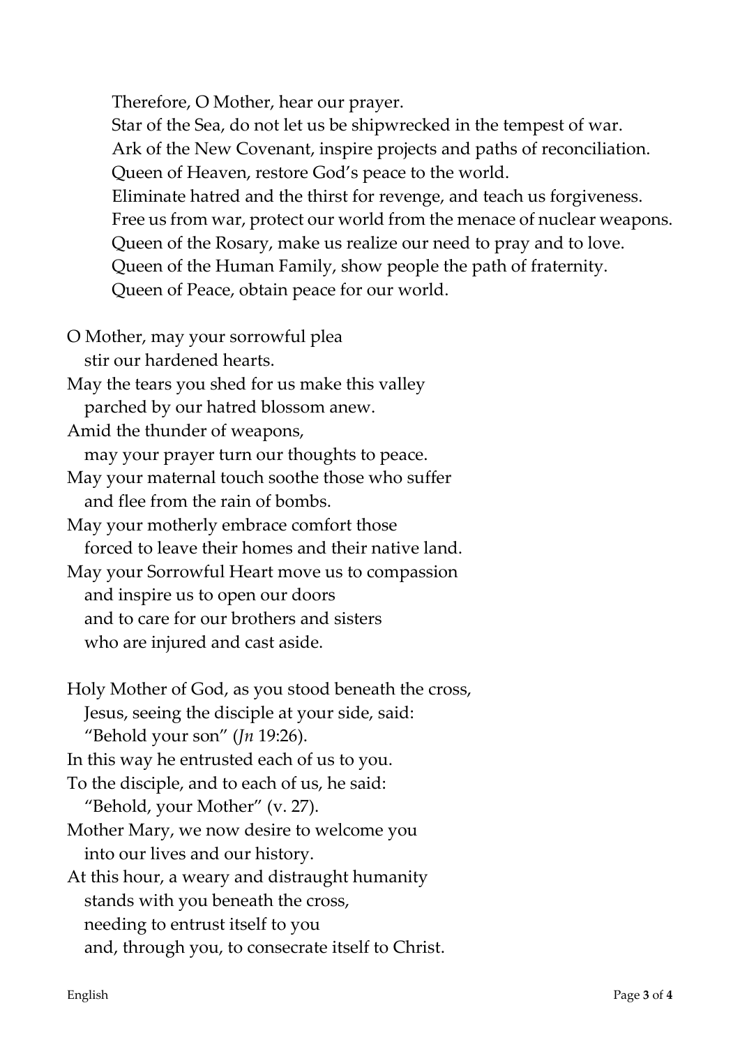Therefore, O Mother, hear our prayer.
Star of the Sea, do not let us be shipwrecked in the tempest of war.
Ark of the New Covenant, inspire projects and paths of reconciliation.
Queen of Heaven, restore God's peace to the world.
Eliminate hatred and the thirst for revenge, and teach us forgiveness.
Free us from war, protect our world from the menace of nuclear weapons.
Queen of the Rosary, make us realize our need to pray and to love.
Queen of the Human Family, show people the path of fraternity.
Queen of Peace, obtain peace for our world.

O Mother, may your sorrowful plea
stir our hardened hearts.
May the tears you shed for us make this valley
parched by our hatred blossom anew.
Amid the thunder of weapons,
may your prayer turn our thoughts to peace.
May your maternal touch soothe those who suffer
and flee from the rain of bombs.
May your motherly embrace comfort those
forced to leave their homes and their native land.
May your Sorrowful Heart move us to compassion
and inspire us to open our doors
and to care for our brothers and sisters
who are injured and cast aside.

Holy Mother of God, as you stood beneath the cross,
Jesus, seeing the disciple at your side, said:
"Behold your son" (*Jn* 19:26).
In this way he entrusted each of us to you.
To the disciple, and to each of us, he said:
"Behold, your Mother" (v. 27).
Mother Mary, we now desire to welcome you
into our lives and our history.
At this hour, a weary and distraught humanity
stands with you beneath the cross,
needing to entrust itself to you
and, through you, to consecrate itself to Christ.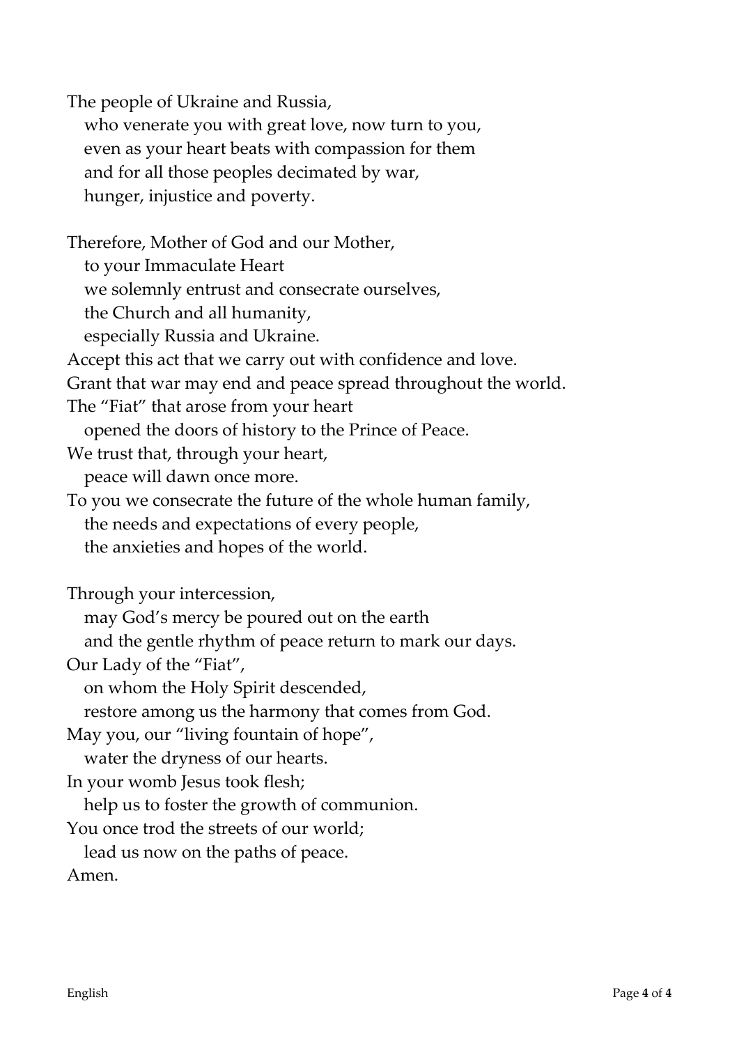The people of Ukraine and Russia,
who venerate you with great love, now turn to you,
even as your heart beats with compassion for them
and for all those peoples decimated by war,
hunger, injustice and poverty.

Therefore, Mother of God and our Mother,
to your Immaculate Heart
we solemnly entrust and consecrate ourselves,
the Church and all humanity,
especially Russia and Ukraine.
Accept this act that we carry out with confidence and love.
Grant that war may end and peace spread throughout the world.
The "Fiat" that arose from your heart
opened the doors of history to the Prince of Peace.
We trust that, through your heart,
peace will dawn once more.
To you we consecrate the future of the whole human family,
the needs and expectations of every people,
the anxieties and hopes of the world.

Through your intercession,
may God's mercy be poured out on the earth
and the gentle rhythm of peace return to mark our days.
Our Lady of the "Fiat",
on whom the Holy Spirit descended,
restore among us the harmony that comes from God.
May you, our "living fountain of hope",
water the dryness of our hearts.
In your womb Jesus took flesh;
help us to foster the growth of communion.
You once trod the streets of our world;
lead us now on the paths of peace.
Amen.